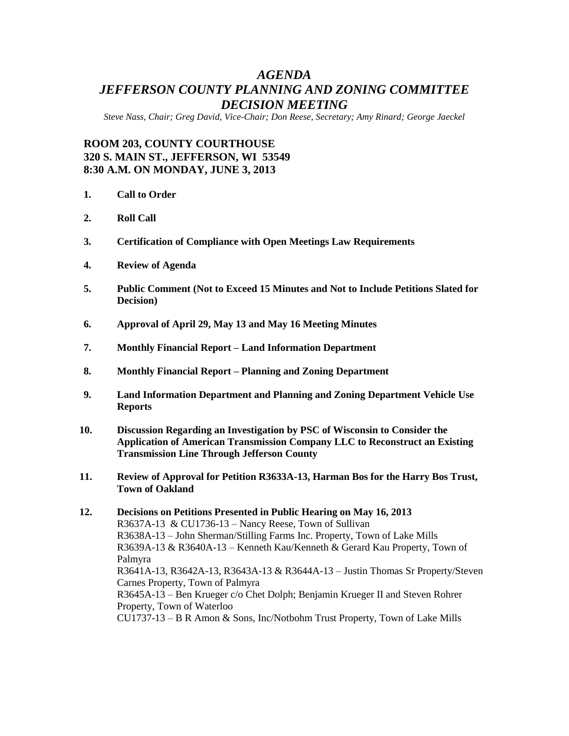# *AGENDA*
# *JEFFERSON COUNTY PLANNING AND ZONING COMMITTEE DECISION MEETING*

*Steve Nass, Chair; Greg David, Vice-Chair; Don Reese, Secretary; Amy Rinard; George Jaeckel*

**ROOM 203, COUNTY COURTHOUSE**
**320 S. MAIN ST., JEFFERSON, WI 53549**
**8:30 A.M. ON MONDAY, JUNE 3, 2013**

1. **Call to Order**

2. **Roll Call**

3. **Certification of Compliance with Open Meetings Law Requirements**

4. **Review of Agenda**

5. **Public Comment (Not to Exceed 15 Minutes and Not to Include Petitions Slated for Decision)**

6. **Approval of April 29, May 13 and May 16 Meeting Minutes**

7. **Monthly Financial Report – Land Information Department**

8. **Monthly Financial Report – Planning and Zoning Department**

9. **Land Information Department and Planning and Zoning Department Vehicle Use Reports**

10. **Discussion Regarding an Investigation by PSC of Wisconsin to Consider the Application of American Transmission Company LLC to Reconstruct an Existing Transmission Line Through Jefferson County**

11. **Review of Approval for Petition R3633A-13, Harman Bos for the Harry Bos Trust, Town of Oakland**

12. **Decisions on Petitions Presented in Public Hearing on May 16, 2013**
    R3637A-13 & CU1736-13 – Nancy Reese, Town of Sullivan
    R3638A-13 – John Sherman/Stilling Farms Inc. Property, Town of Lake Mills
    R3639A-13 & R3640A-13 – Kenneth Kau/Kenneth & Gerard Kau Property, Town of Palmyra
    R3641A-13, R3642A-13, R3643A-13 & R3644A-13 – Justin Thomas Sr Property/Steven Carnes Property, Town of Palmyra
    R3645A-13 – Ben Krueger c/o Chet Dolph; Benjamin Krueger II and Steven Rohrer Property, Town of Waterloo
    CU1737-13 – B R Amon & Sons, Inc/Notbohm Trust Property, Town of Lake Mills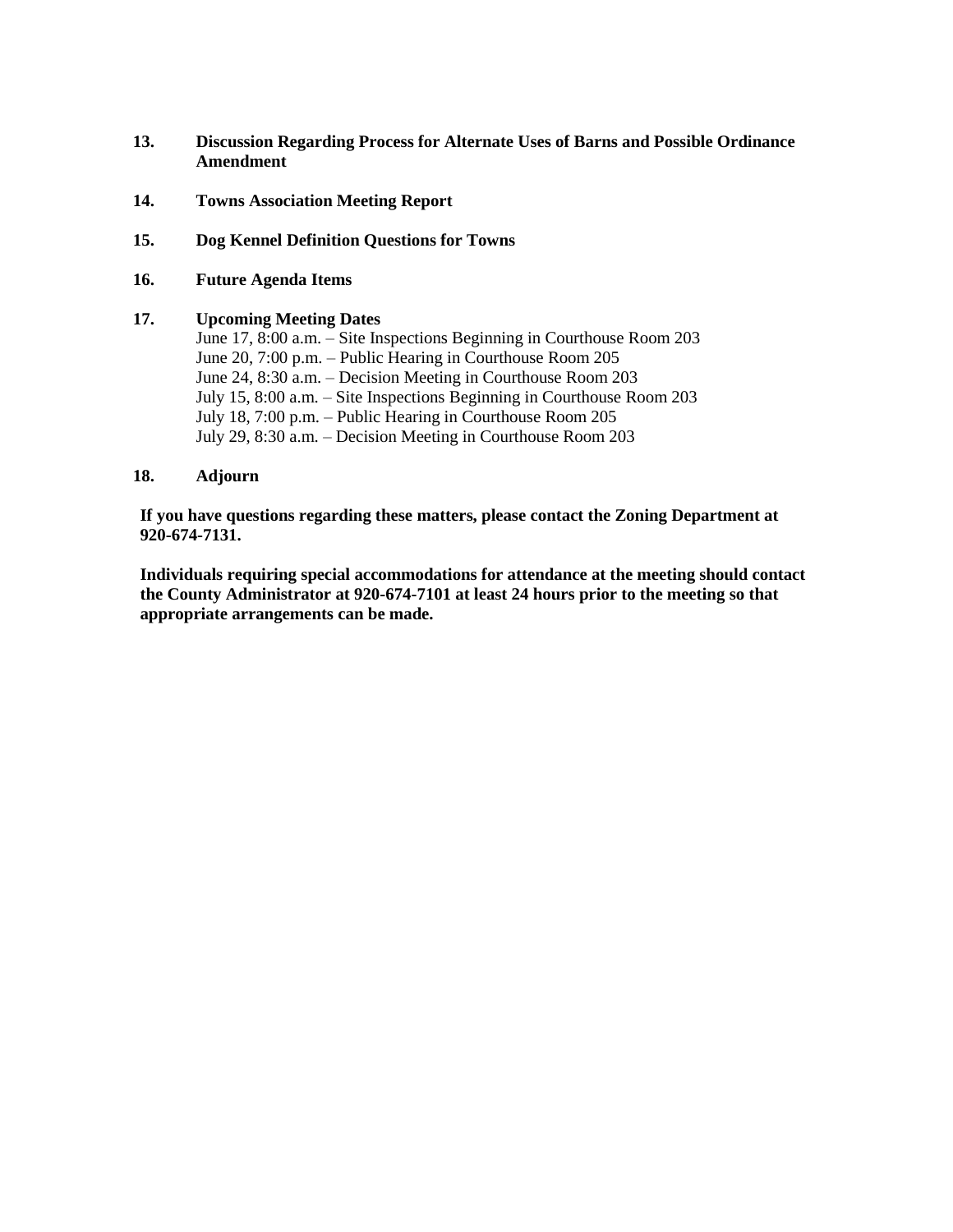**13. Discussion Regarding Process for Alternate Uses of Barns and Possible Ordinance Amendment**

**14. Towns Association Meeting Report**

**15. Dog Kennel Definition Questions for Towns**

**16. Future Agenda Items**

**17. Upcoming Meeting Dates**

June 17, 8:00 a.m. – Site Inspections Beginning in Courthouse Room 203
June 20, 7:00 p.m. – Public Hearing in Courthouse Room 205
June 24, 8:30 a.m. – Decision Meeting in Courthouse Room 203
July 15, 8:00 a.m. – Site Inspections Beginning in Courthouse Room 203
July 18, 7:00 p.m. – Public Hearing in Courthouse Room 205
July 29, 8:30 a.m. – Decision Meeting in Courthouse Room 203

**18. Adjourn**

**If you have questions regarding these matters, please contact the Zoning Department at 920-674-7131.**

**Individuals requiring special accommodations for attendance at the meeting should contact the County Administrator at 920-674-7101 at least 24 hours prior to the meeting so that appropriate arrangements can be made.**